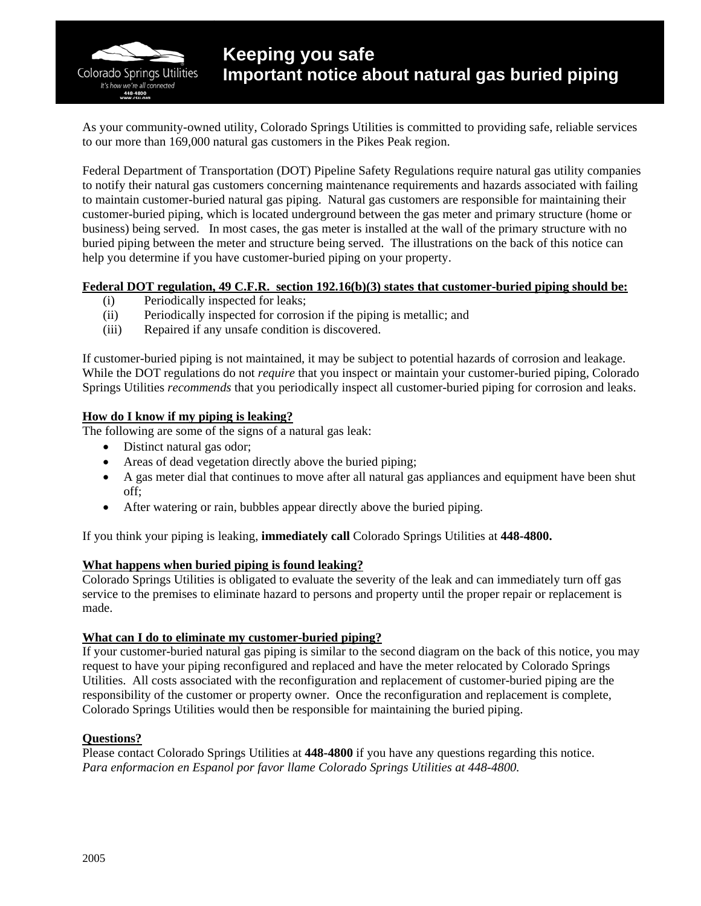Colorado Springs Utilities
*It's how we're all connected*
448-4800
www.csu.org

# Keeping you safe
# Important notice about natural gas buried piping

As your community-owned utility, Colorado Springs Utilities is committed to providing safe, reliable services to our more than 169,000 natural gas customers in the Pikes Peak region.

Federal Department of Transportation (DOT) Pipeline Safety Regulations require natural gas utility companies to notify their natural gas customers concerning maintenance requirements and hazards associated with failing to maintain customer-buried natural gas piping. Natural gas customers are responsible for maintaining their customer-buried piping, which is located underground between the gas meter and primary structure (home or business) being served. In most cases, the gas meter is installed at the wall of the primary structure with no buried piping between the meter and structure being served. The illustrations on the back of this notice can help you determine if you have customer-buried piping on your property.

**Federal DOT regulation, 49 C.F.R. section 192.16(b)(3) states that customer-buried piping should be:**

- (i) Periodically inspected for leaks;
- (ii) Periodically inspected for corrosion if the piping is metallic; and
- (iii) Repaired if any unsafe condition is discovered.

If customer-buried piping is not maintained, it may be subject to potential hazards of corrosion and leakage. While the DOT regulations do not *require* that you inspect or maintain your customer-buried piping, Colorado Springs Utilities *recommends* that you periodically inspect all customer-buried piping for corrosion and leaks.

**How do I know if my piping is leaking?**

The following are some of the signs of a natural gas leak:

- Distinct natural gas odor;
- Areas of dead vegetation directly above the buried piping;
- A gas meter dial that continues to move after all natural gas appliances and equipment have been shut off;
- After watering or rain, bubbles appear directly above the buried piping.

If you think your piping is leaking, **immediately call** Colorado Springs Utilities at **448-4800.**

**What happens when buried piping is found leaking?**

Colorado Springs Utilities is obligated to evaluate the severity of the leak and can immediately turn off gas service to the premises to eliminate hazard to persons and property until the proper repair or replacement is made.

**What can I do to eliminate my customer-buried piping?**

If your customer-buried natural gas piping is similar to the second diagram on the back of this notice, you may request to have your piping reconfigured and replaced and have the meter relocated by Colorado Springs Utilities. All costs associated with the reconfiguration and replacement of customer-buried piping are the responsibility of the customer or property owner. Once the reconfiguration and replacement is complete, Colorado Springs Utilities would then be responsible for maintaining the buried piping.

**Questions?**

Please contact Colorado Springs Utilities at **448-4800** if you have any questions regarding this notice.
*Para enformacion en Espanol por favor llame Colorado Springs Utilities at 448-4800.*

2005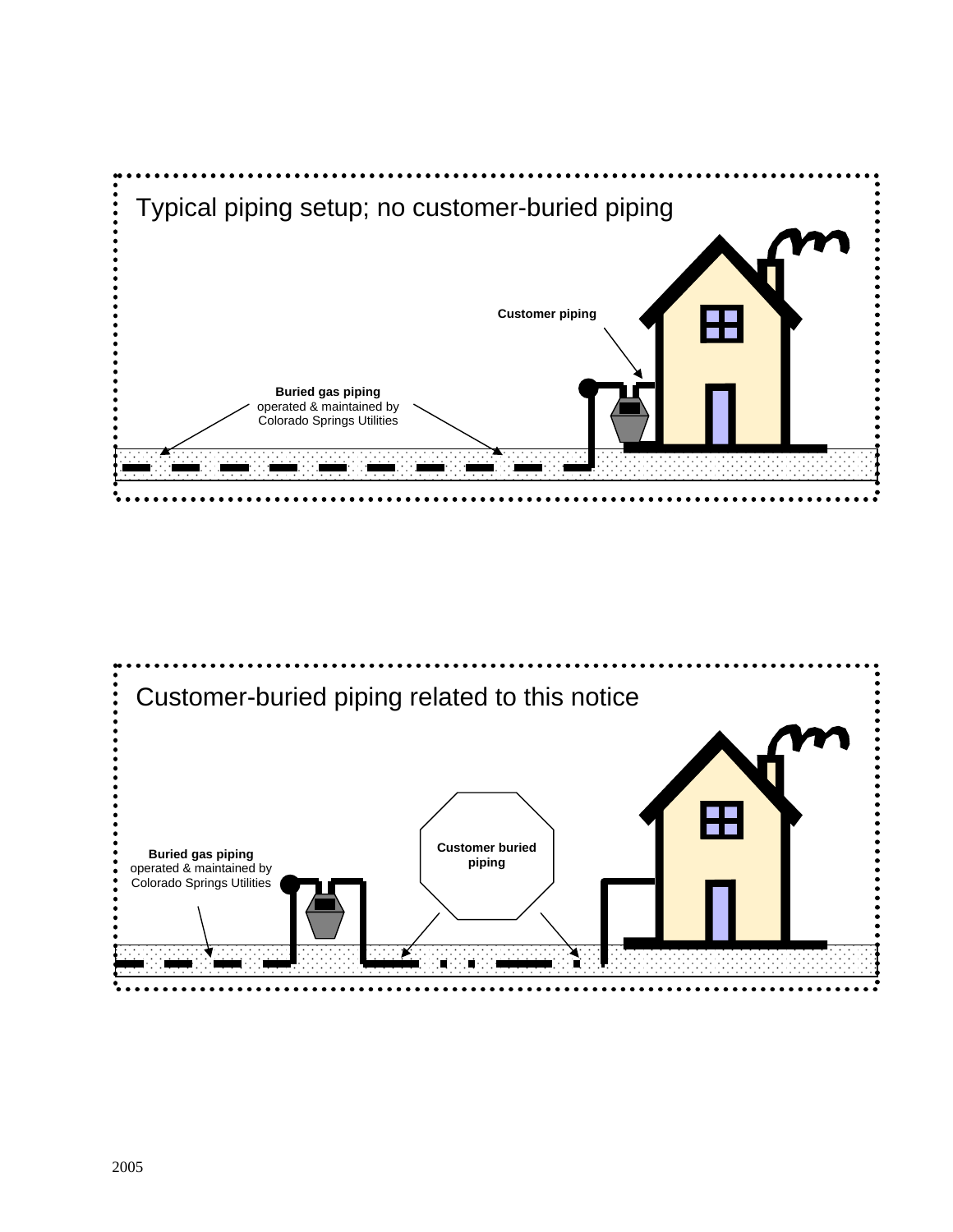Typical piping setup; no customer-buried piping

Customer piping

**Buried gas piping**
operated & maintained by
Colorado Springs Utilities

Customer-buried piping related to this notice

**Customer buried piping**

**Buried gas piping**
operated & maintained by
Colorado Springs Utilities

2005